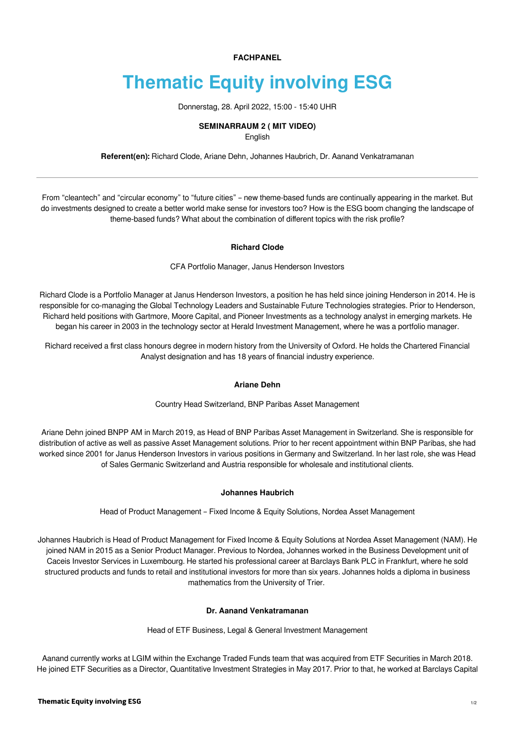**FACHPANEL**

# Thematic Equity involving ESG

Donnerstag, 28. April 2022, 15:00 - 15:40 UHR

**SEMINARRAUM 2 ( MIT VIDEO)**

English

**Referent(en):** Richard Clode, Ariane Dehn, Johannes Haubrich, Dr. Aanand Venkatramanan

---

From “cleantech” and “circular economy” to “future cities” – new theme-based funds are continually appearing in the market. But do investments designed to create a better world make sense for investors too? How is the ESG boom changing the landscape of theme-based funds? What about the combination of different topics with the risk profile?

### Richard Clode

CFA Portfolio Manager, Janus Henderson Investors

Richard Clode is a Portfolio Manager at Janus Henderson Investors, a position he has held since joining Henderson in 2014. He is responsible for co-managing the Global Technology Leaders and Sustainable Future Technologies strategies. Prior to Henderson, Richard held positions with Gartmore, Moore Capital, and Pioneer Investments as a technology analyst in emerging markets. He began his career in 2003 in the technology sector at Herald Investment Management, where he was a portfolio manager.

Richard received a first class honours degree in modern history from the University of Oxford. He holds the Chartered Financial Analyst designation and has 18 years of financial industry experience.

### Ariane Dehn

Country Head Switzerland, BNP Paribas Asset Management

Ariane Dehn joined BNPP AM in March 2019, as Head of BNP Paribas Asset Management in Switzerland. She is responsible for distribution of active as well as passive Asset Management solutions. Prior to her recent appointment within BNP Paribas, she had worked since 2001 for Janus Henderson Investors in various positions in Germany and Switzerland. In her last role, she was Head of Sales Germanic Switzerland and Austria responsible for wholesale and institutional clients.

### Johannes Haubrich

Head of Product Management – Fixed Income & Equity Solutions, Nordea Asset Management

Johannes Haubrich is Head of Product Management for Fixed Income & Equity Solutions at Nordea Asset Management (NAM). He joined NAM in 2015 as a Senior Product Manager. Previous to Nordea, Johannes worked in the Business Development unit of Caceis Investor Services in Luxembourg. He started his professional career at Barclays Bank PLC in Frankfurt, where he sold structured products and funds to retail and institutional investors for more than six years. Johannes holds a diploma in business mathematics from the University of Trier.

### Dr. Aanand Venkatramanan

Head of ETF Business, Legal & General Investment Management

Aanand currently works at LGIM within the Exchange Traded Funds team that was acquired from ETF Securities in March 2018. He joined ETF Securities as a Director, Quantitative Investment Strategies in May 2017. Prior to that, he worked at Barclays Capital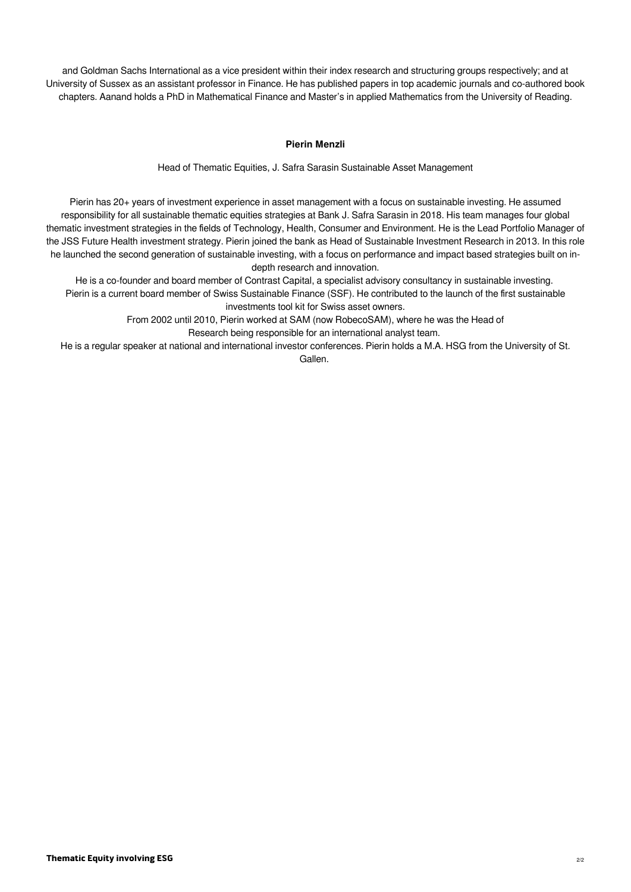and Goldman Sachs International as a vice president within their index research and structuring groups respectively; and at University of Sussex as an assistant professor in Finance. He has published papers in top academic journals and co-authored book chapters. Aanand holds a PhD in Mathematical Finance and Master's in applied Mathematics from the University of Reading.

**Pierin Menzli**

Head of Thematic Equities, J. Safra Sarasin Sustainable Asset Management

Pierin has 20+ years of investment experience in asset management with a focus on sustainable investing. He assumed responsibility for all sustainable thematic equities strategies at Bank J. Safra Sarasin in 2018. His team manages four global thematic investment strategies in the fields of Technology, Health, Consumer and Environment. He is the Lead Portfolio Manager of the JSS Future Health investment strategy. Pierin joined the bank as Head of Sustainable Investment Research in 2013. In this role he launched the second generation of sustainable investing, with a focus on performance and impact based strategies built on in-depth research and innovation.

He is a co-founder and board member of Contrast Capital, a specialist advisory consultancy in sustainable investing.

Pierin is a current board member of Swiss Sustainable Finance (SSF). He contributed to the launch of the first sustainable investments tool kit for Swiss asset owners.

From 2002 until 2010, Pierin worked at SAM (now RobecoSAM), where he was the Head of Research being responsible for an international analyst team.

He is a regular speaker at national and international investor conferences. Pierin holds a M.A. HSG from the University of St. Gallen.